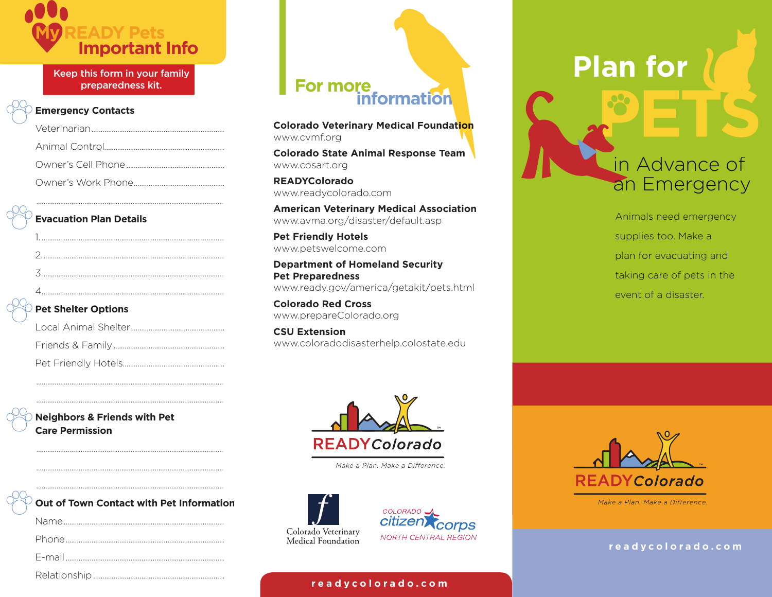# My READY Pets Important Info

**Keep this form in your family preparedness kit.**

## Emergency Contacts

Veterinarian........................................................................

Animal Control........................................................................

Owner's Cell Phone........................................................................

Owner's Work Phone........................................................................

........................................................................

## Evacuation Plan Details

1. ........................................................................
2. ........................................................................
3. ........................................................................
4. ........................................................................

## Pet Shelter Options

Local Animal Shelter........................................................................

Friends & Family........................................................................

Pet Friendly Hotels........................................................................

........................................................................

........................................................................

## Neighbors & Friends with Pet Care Permission

........................................................................

........................................................................

........................................................................

## Out of Town Contact with Pet Information

Name........................................................................

Phone........................................................................

E-mail........................................................................

Relationship........................................................................

## For more information

**Colorado Veterinary Medical Foundation**
www.cvmf.org

**Colorado State Animal Response Team**
www.cosart.org

**READYColorado**
www.readycolorado.com

**American Veterinary Medical Association**
www.avma.org/disaster/default.asp

**Pet Friendly Hotels**
www.petswelcome.com

**Department of Homeland Security Pet Preparedness**
www.ready.gov/america/getakit/pets.html

**Colorado Red Cross**
www.prepareColorado.org

**CSU Extension**
www.coloradodisasterhelp.colostate.edu

READYColorado™
*Make a Plan. Make a Difference.*

Colorado Veterinary Medical Foundation

Colorado citizen corps
NORTH CENTRAL REGION

readycolorado.com

# Plan for PETS in Advance of an Emergency

Animals need emergency supplies too. Make a plan for evacuating and taking care of pets in the event of a disaster.

READYColorado™
*Make a Plan. Make a Difference.*

readycolorado.com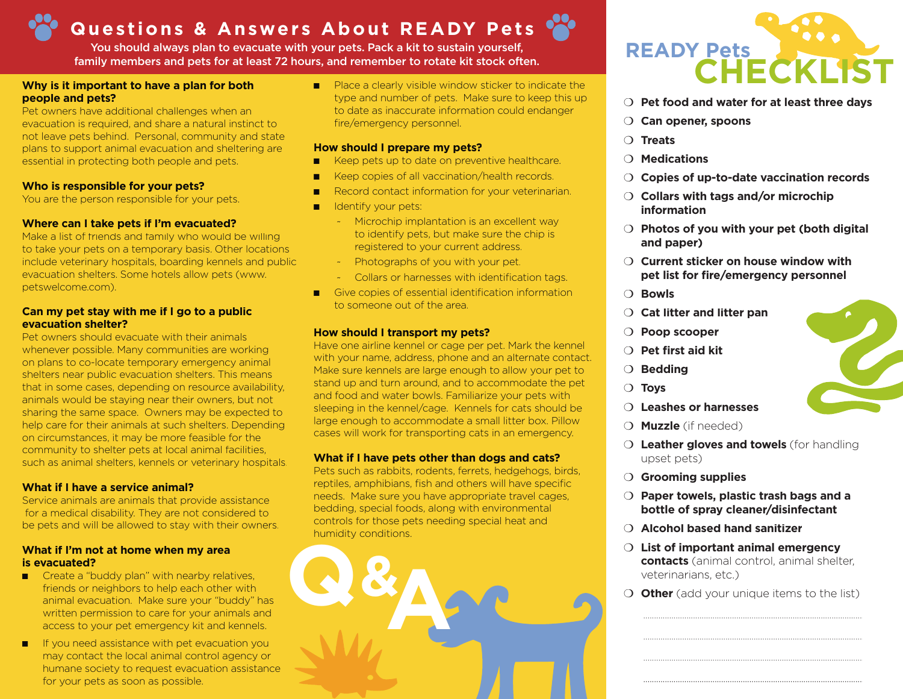# Questions & Answers About READY Pets

You should always plan to evacuate with your pets. Pack a kit to sustain yourself, family members and pets for at least 72 hours, and remember to rotate kit stock often.

**Why is it important to have a plan for both people and pets?**

Pet owners have additional challenges when an evacuation is required, and share a natural instinct to not leave pets behind. Personal, community and state plans to support animal evacuation and sheltering are essential in protecting both people and pets.

**Who is responsible for your pets?**

You are the person responsible for your pets.

**Where can I take pets if I'm evacuated?**

Make a list of friends and family who would be willing to take your pets on a temporary basis. Other locations include veterinary hospitals, boarding kennels and public evacuation shelters. Some hotels allow pets (www.petswelcome.com).

**Can my pet stay with me if I go to a public evacuation shelter?**

Pet owners should evacuate with their animals whenever possible. Many communities are working on plans to co-locate temporary emergency animal shelters near public evacuation shelters. This means that in some cases, depending on resource availability, animals would be staying near their owners, but not sharing the same space. Owners may be expected to help care for their animals at such shelters. Depending on circumstances, it may be more feasible for the community to shelter pets at local animal facilities, such as animal shelters, kennels or veterinary hospitals.

**What if I have a service animal?**

Service animals are animals that provide assistance for a medical disability. They are not considered to be pets and will be allowed to stay with their owners.

**What if I'm not at home when my area is evacuated?**

- Create a "buddy plan" with nearby relatives, friends or neighbors to help each other with animal evacuation. Make sure your "buddy" has written permission to care for your animals and access to your pet emergency kit and kennels.
- If you need assistance with pet evacuation you may contact the local animal control agency or humane society to request evacuation assistance for your pets as soon as possible.
- Place a clearly visible window sticker to indicate the type and number of pets. Make sure to keep this up to date as inaccurate information could endanger fire/emergency personnel.

**How should I prepare my pets?**

- Keep pets up to date on preventive healthcare.
- Keep copies of all vaccination/health records.
- Record contact information for your veterinarian.
- Identify your pets:
  - Microchip implantation is an excellent way to identify pets, but make sure the chip is registered to your current address.
  - Photographs of you with your pet.
  - Collars or harnesses with identification tags.
- Give copies of essential identification information to someone out of the area.

**How should I transport my pets?**

Have one airline kennel or cage per pet. Mark the kennel with your name, address, phone and an alternate contact. Make sure kennels are large enough to allow your pet to stand up and turn around, and to accommodate the pet and food and water bowls. Familiarize your pets with sleeping in the kennel/cage. Kennels for cats should be large enough to accommodate a small litter box. Pillow cases will work for transporting cats in an emergency.

**What if I have pets other than dogs and cats?**

Pets such as rabbits, rodents, ferrets, hedgehogs, birds, reptiles, amphibians, fish and others will have specific needs. Make sure you have appropriate travel cages, bedding, special foods, along with environmental controls for those pets needing special heat and humidity conditions.

Q&A

# READY Pets CHECKLIST

- ❍ **Pet food and water for at least three days**
- ❍ **Can opener, spoons**
- ❍ **Treats**
- ❍ **Medications**
- ❍ **Copies of up-to-date vaccination records**
- ❍ **Collars with tags and/or microchip information**
- ❍ **Photos of you with your pet (both digital and paper)**
- ❍ **Current sticker on house window with pet list for fire/emergency personnel**
- ❍ **Bowls**
- ❍ **Cat litter and litter pan**
- ❍ **Poop scooper**
- ❍ **Pet first aid kit**
- ❍ **Bedding**
- ❍ **Toys**
- ❍ **Leashes or harnesses**
- ❍ **Muzzle** (if needed)
- ❍ **Leather gloves and towels** (for handling upset pets)
- ❍ **Grooming supplies**
- ❍ **Paper towels, plastic trash bags and a bottle of spray cleaner/disinfectant**
- ❍ **Alcohol based hand sanitizer**
- ❍ **List of important animal emergency contacts** (animal control, animal shelter, veterinarians, etc.)
- ❍ **Other** (add your unique items to the list)

........................................

........................................

........................................

........................................